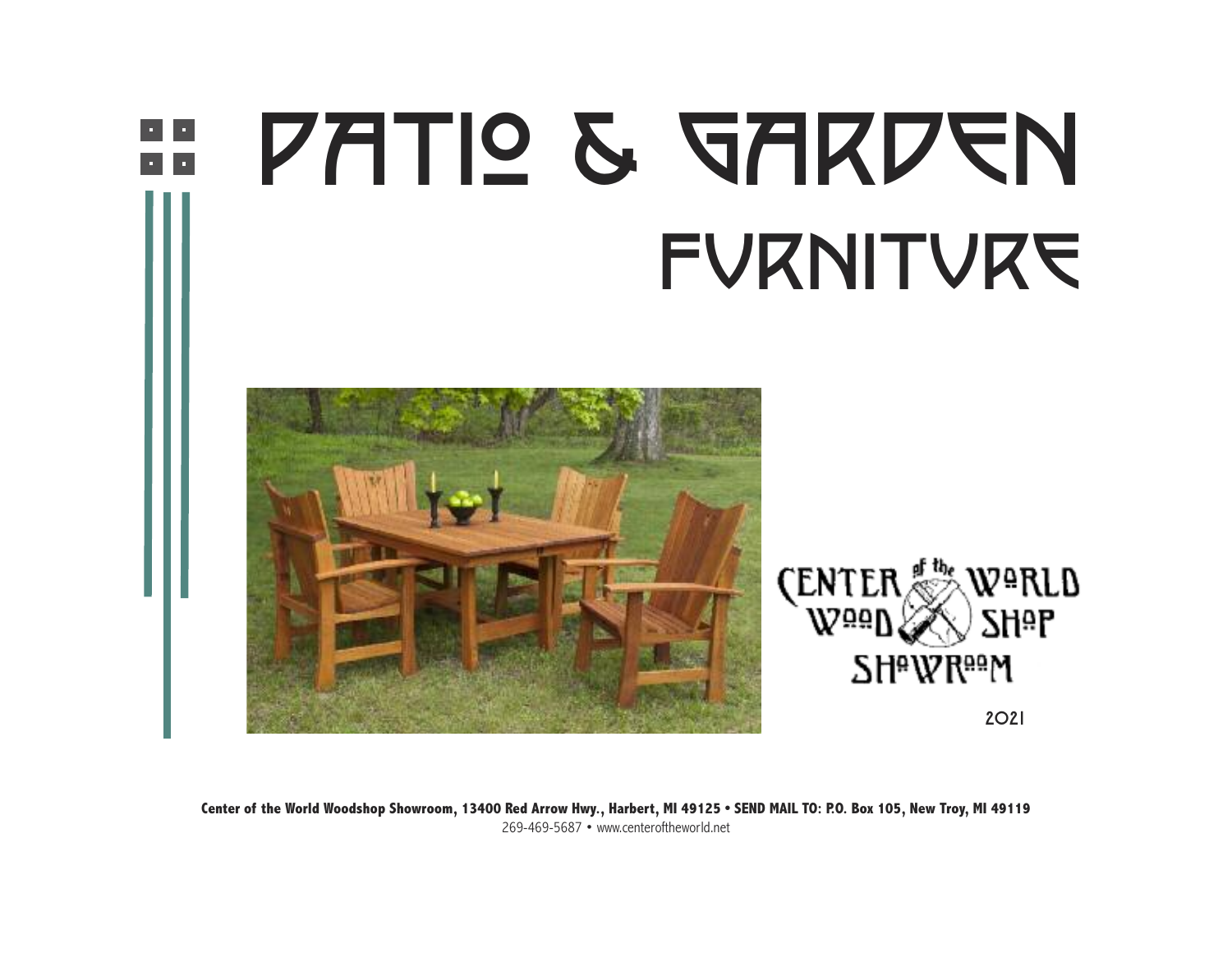# PATIO & GARDEN FURNITURE

CENTER of the WORLD WOOD SHOP SHOWROOM

2021

**Center of the World Woodshop Showroom, 13400 Red Arrow Hwy., Harbert, MI 49125 • SEND MAIL TO: P.O. Box 105, New Troy, MI 49119**

269-469-5687 • www.centeroftheworld.net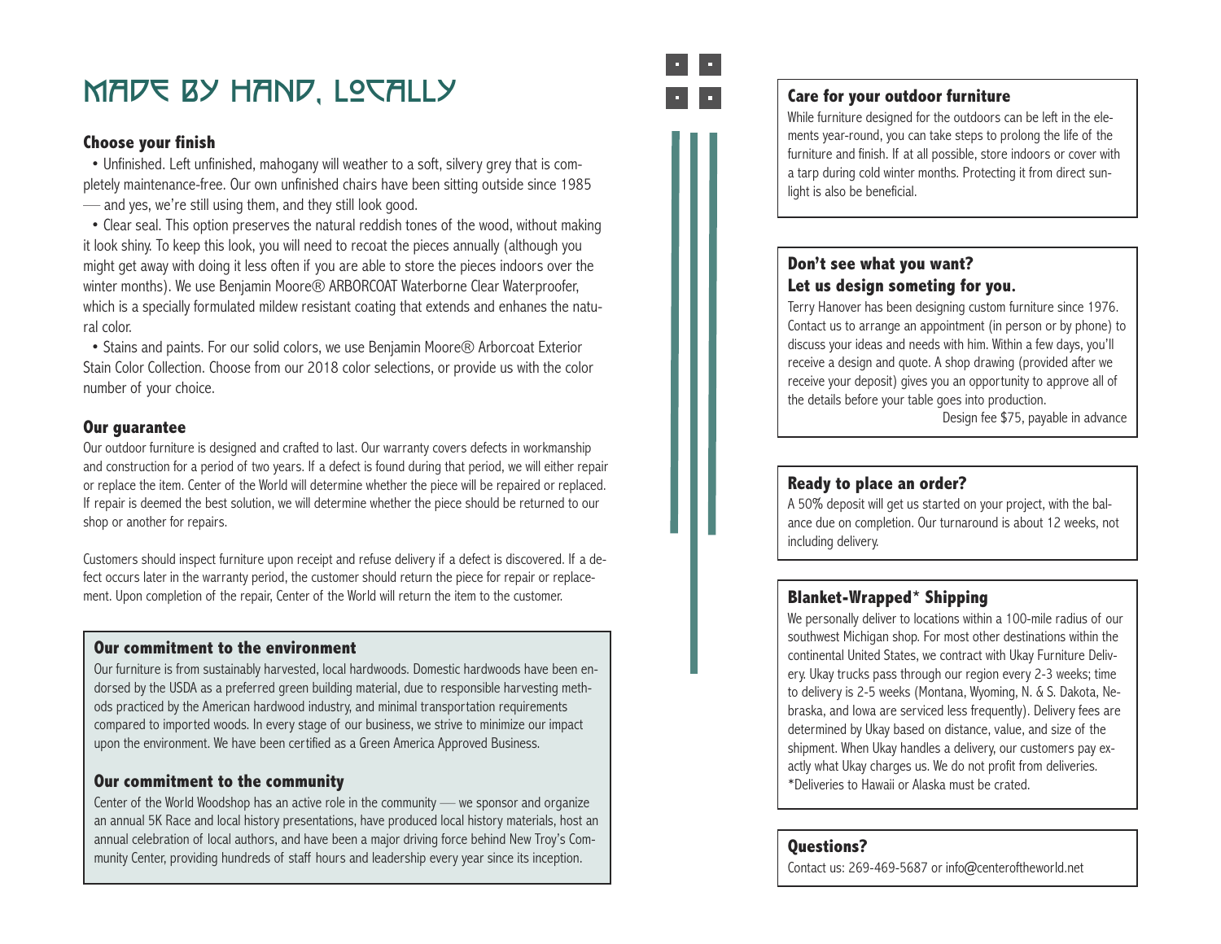# MADE BY HAND, LOCALLY

### Choose your finish

- Unfinished. Left unfinished, mahogany will weather to a soft, silvery grey that is completely maintenance-free. Our own unfinished chairs have been sitting outside since 1985 — and yes, we're still using them, and they still look good.
- Clear seal. This option preserves the natural reddish tones of the wood, without making it look shiny. To keep this look, you will need to recoat the pieces annually (although you might get away with doing it less often if you are able to store the pieces indoors over the winter months). We use Benjamin Moore® ARBORCOAT Waterborne Clear Waterproofer, which is a specially formulated mildew resistant coating that extends and enhanes the natural color.
- Stains and paints. For our solid colors, we use Benjamin Moore® Arborcoat Exterior Stain Color Collection. Choose from our 2018 color selections, or provide us with the color number of your choice.

### Our guarantee

Our outdoor furniture is designed and crafted to last. Our warranty covers defects in workmanship and construction for a period of two years. If a defect is found during that period, we will either repair or replace the item. Center of the World will determine whether the piece will be repaired or replaced. If repair is deemed the best solution, we will determine whether the piece should be returned to our shop or another for repairs.

Customers should inspect furniture upon receipt and refuse delivery if a defect is discovered. If a defect occurs later in the warranty period, the customer should return the piece for repair or replacement. Upon completion of the repair, Center of the World will return the item to the customer.

### Our commitment to the environment

Our furniture is from sustainably harvested, local hardwoods. Domestic hardwoods have been endorsed by the USDA as a preferred green building material, due to responsible harvesting methods practiced by the American hardwood industry, and minimal transportation requirements compared to imported woods. In every stage of our business, we strive to minimize our impact upon the environment. We have been certified as a Green America Approved Business.

### Our commitment to the community

Center of the World Woodshop has an active role in the community — we sponsor and organize an annual 5K Race and local history presentations, have produced local history materials, host an annual celebration of local authors, and have been a major driving force behind New Troy's Community Center, providing hundreds of staff hours and leadership every year since its inception.

### Care for your outdoor furniture

While furniture designed for the outdoors can be left in the elements year-round, you can take steps to prolong the life of the furniture and finish. If at all possible, store indoors or cover with a tarp during cold winter months. Protecting it from direct sunlight is also be beneficial.

### Don't see what you want? Let us design someting for you.

Terry Hanover has been designing custom furniture since 1976. Contact us to arrange an appointment (in person or by phone) to discuss your ideas and needs with him. Within a few days, you'll receive a design and quote. A shop drawing (provided after we receive your deposit) gives you an opportunity to approve all of the details before your table goes into production.

Design fee $75, payable in advance

### Ready to place an order?

A 50% deposit will get us started on your project, with the balance due on completion. Our turnaround is about 12 weeks, not including delivery.

### Blanket-Wrapped* Shipping

We personally deliver to locations within a 100-mile radius of our southwest Michigan shop. For most other destinations within the continental United States, we contract with Ukay Furniture Delivery. Ukay trucks pass through our region every 2-3 weeks; time to delivery is 2-5 weeks (Montana, Wyoming, N. & S. Dakota, Nebraska, and Iowa are serviced less frequently). Delivery fees are determined by Ukay based on distance, value, and size of the shipment. When Ukay handles a delivery, our customers pay exactly what Ukay charges us. We do not profit from deliveries.
*Deliveries to Hawaii or Alaska must be crated.

### Questions?

Contact us: 269-469-5687 or info@centeroftheworld.net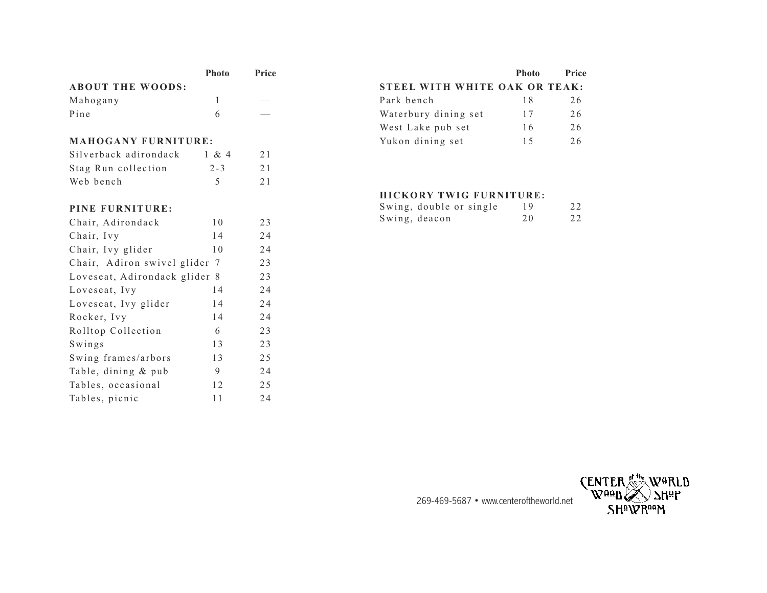| | Photo | Price |
|---|---|---|
| **ABOUT THE WOODS:** | | |
| Mahogany | 1 | — |
| Pine | 6 | — |
| | | |
| **MAHOGANY FURNITURE:** | | |
| Silverback adirondack | 1 & 4 | 21 |
| Stag Run collection | 2-3 | 21 |
| Web bench | 5 | 21 |
| | | |
| **PINE FURNITURE:** | | |
| Chair, Adirondack | 10 | 23 |
| Chair, Ivy | 14 | 24 |
| Chair, Ivy glider | 10 | 24 |
| Chair, Adiron swivel glider | 7 | 23 |
| Loveseat, Adirondack glider | 8 | 23 |
| Loveseat, Ivy | 14 | 24 |
| Loveseat, Ivy glider | 14 | 24 |
| Rocker, Ivy | 14 | 24 |
| Rolltop Collection | 6 | 23 |
| Swings | 13 | 23 |
| Swing frames/arbors | 13 | 25 |
| Table, dining & pub | 9 | 24 |
| Tables, occasional | 12 | 25 |
| Tables, picnic | 11 | 24 |

| | Photo | Price |
|---|---|---|
| **STEEL WITH WHITE OAK OR TEAK:** | | |
| Park bench | 18 | 26 |
| Waterbury dining set | 17 | 26 |
| West Lake pub set | 16 | 26 |
| Yukon dining set | 15 | 26 |
| | | |
| **HICKORY TWIG FURNITURE:** | | |
| Swing, double or single | 19 | 22 |
| Swing, deacon | 20 | 22 |

269-469-5687 • www.centeroftheworld.net

CENTER of the WORLD WOOD SHOP SHOWROOM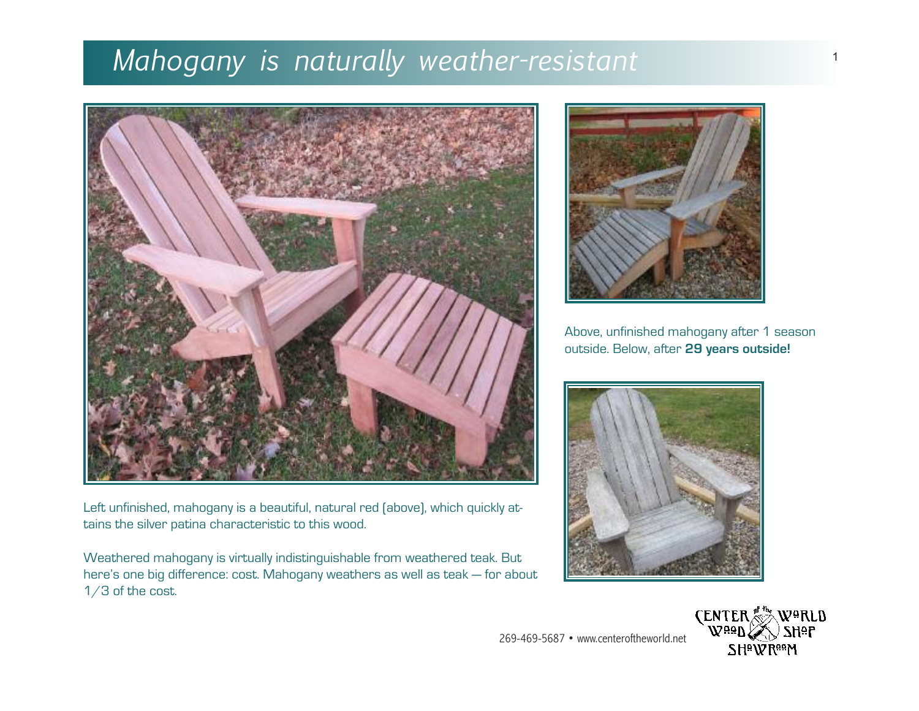# *Mahogany is naturally weather-resistant*

Left unfinished, mahogany is a beautiful, natural red (above), which quickly attains the silver patina characteristic to this wood.

Weathered mahogany is virtually indistinguishable from weathered teak. But here's one big difference: cost. Mahogany weathers as well as teak — for about 1/3 of the cost.

Above, unfinished mahogany after 1 season outside. Below, after **29 years outside!**

269-469-5687 • www.centeroftheworld.net

CENTER of the WORLD WOOD SHOP SHOWROOM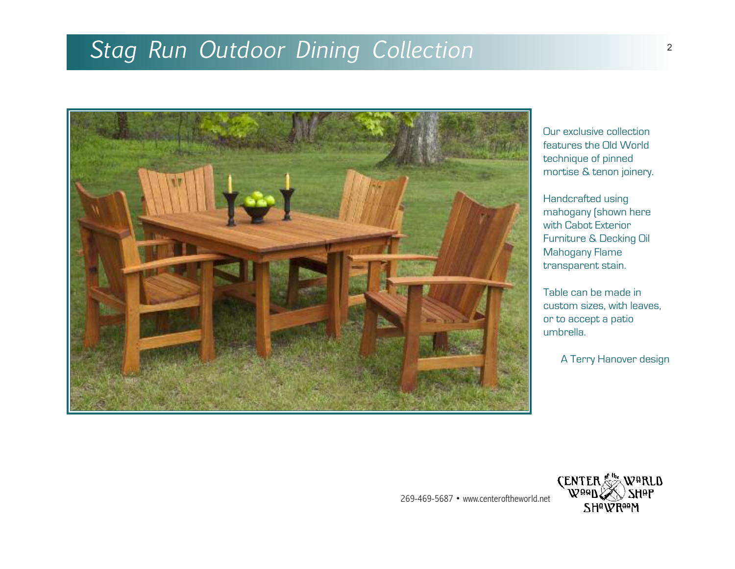# Stag Run Outdoor Dining Collection

Our exclusive collection features the Old World technique of pinned mortise & tenon joinery.

Handcrafted using mahogany (shown here with Cabot Exterior Furniture & Decking Oil Mahogany Flame transparent stain.

Table can be made in custom sizes, with leaves, or to accept a patio umbrella.

A Terry Hanover design

269-469-5687 • www.centeroftheworld.net

CENTER of the WORLD WOOD SHOP SHOWROOM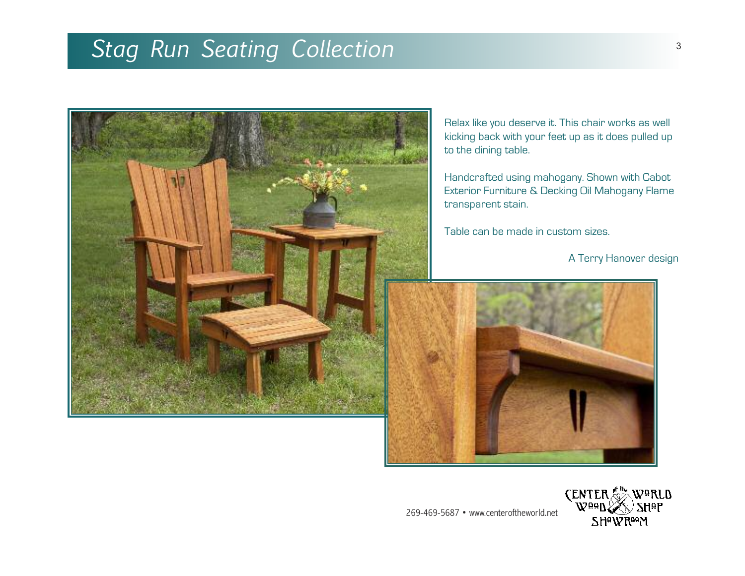# Stag Run Seating Collection

Relax like you deserve it. This chair works as well kicking back with your feet up as it does pulled up to the dining table.

Handcrafted using mahogany. Shown with Cabot Exterior Furniture & Decking Oil Mahogany Flame transparent stain.

Table can be made in custom sizes.

A Terry Hanover design

269-469-5687 • www.centeroftheworld.net

CENTER of the WORLD WOOD SHOP SHOWROOM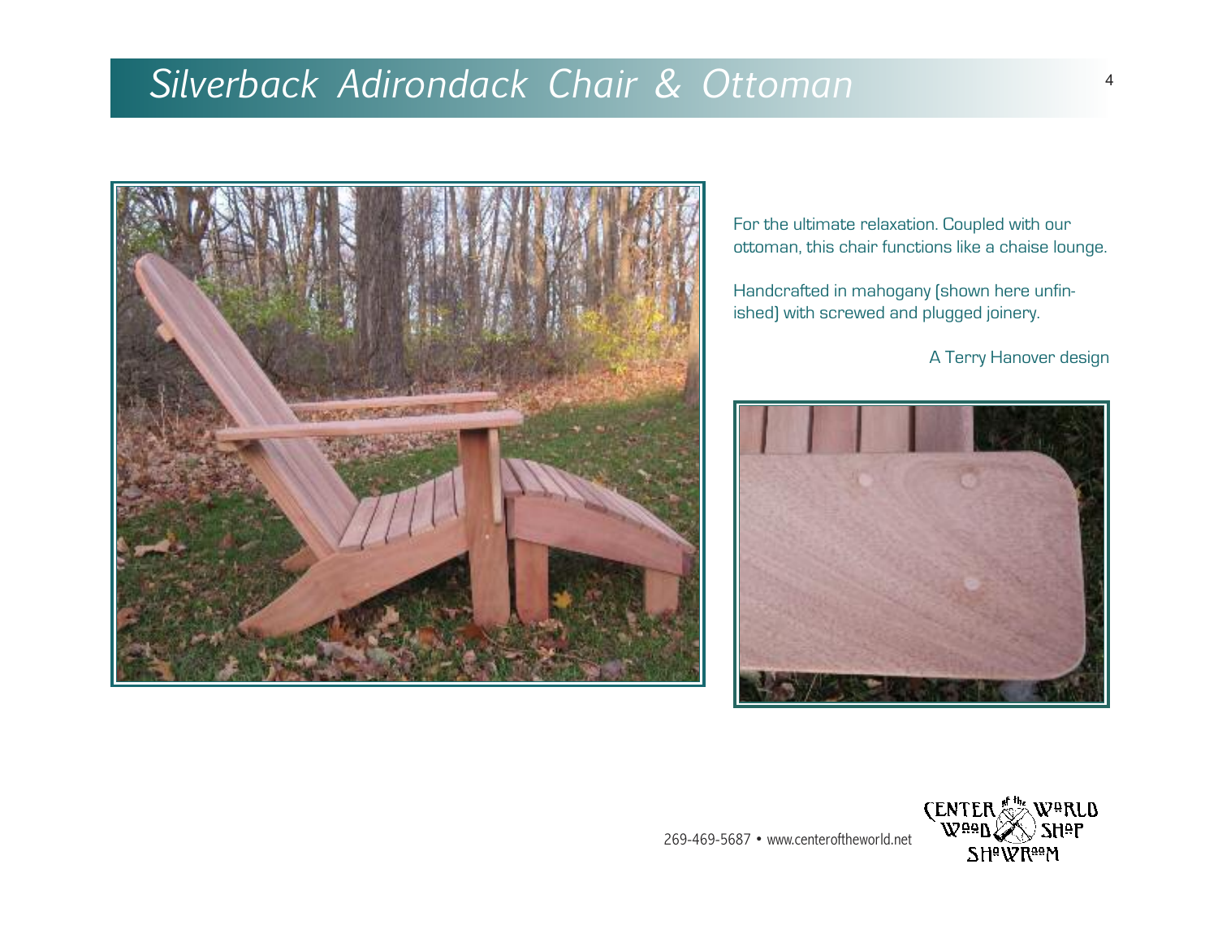# Silverback Adirondack Chair & Ottoman

For the ultimate relaxation. Coupled with our ottoman, this chair functions like a chaise lounge.

Handcrafted in mahogany (shown here unfinished) with screwed and plugged joinery.

A Terry Hanover design

269-469-5687 • www.centeroftheworld.net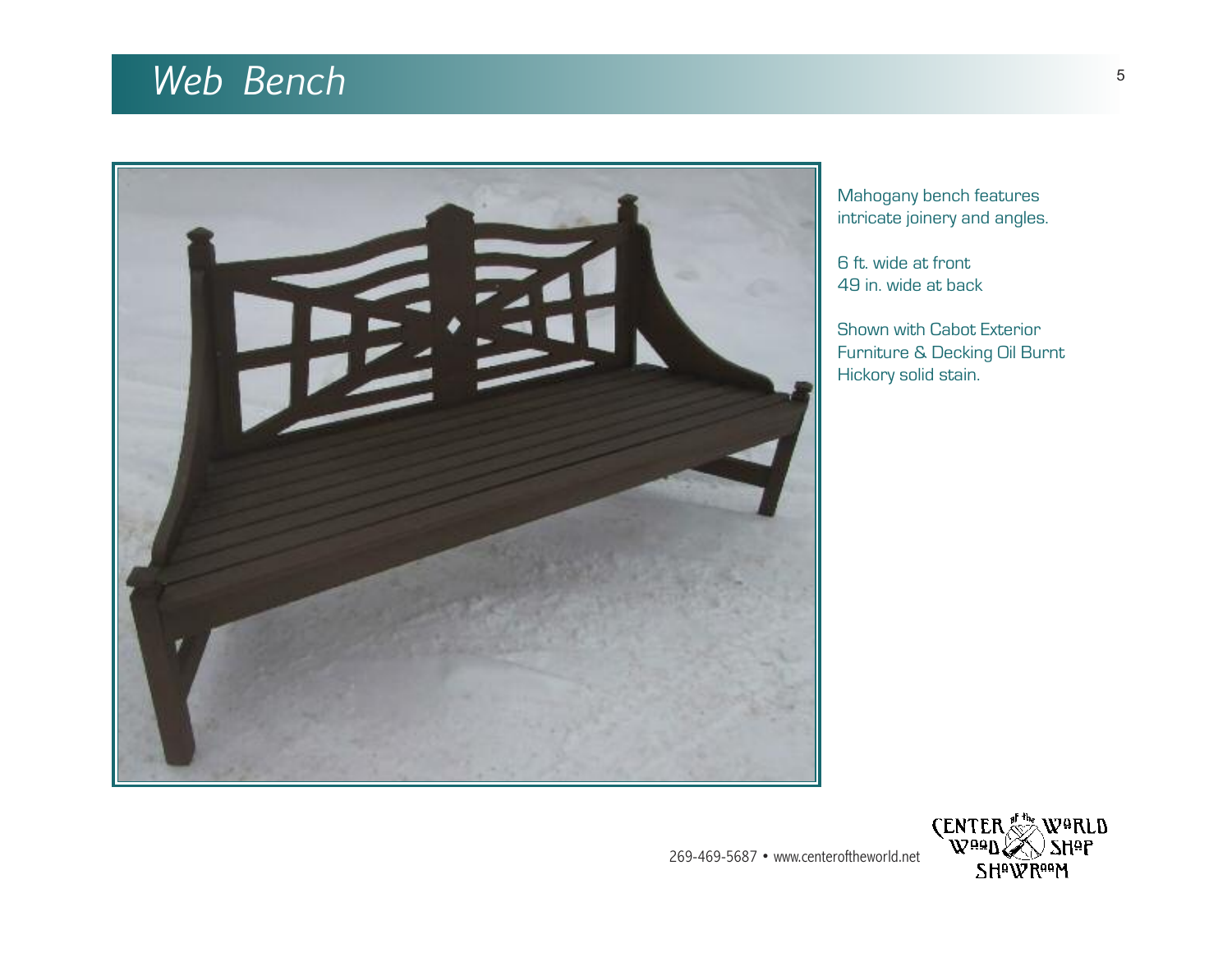# Web Bench

Mahogany bench features intricate joinery and angles.

6 ft. wide at front
49 in. wide at back

Shown with Cabot Exterior Furniture & Decking Oil Burnt Hickory solid stain.

269-469-5687 • www.centeroftheworld.net

CENTER of the WORLD WOOD SHOP SHOWROOM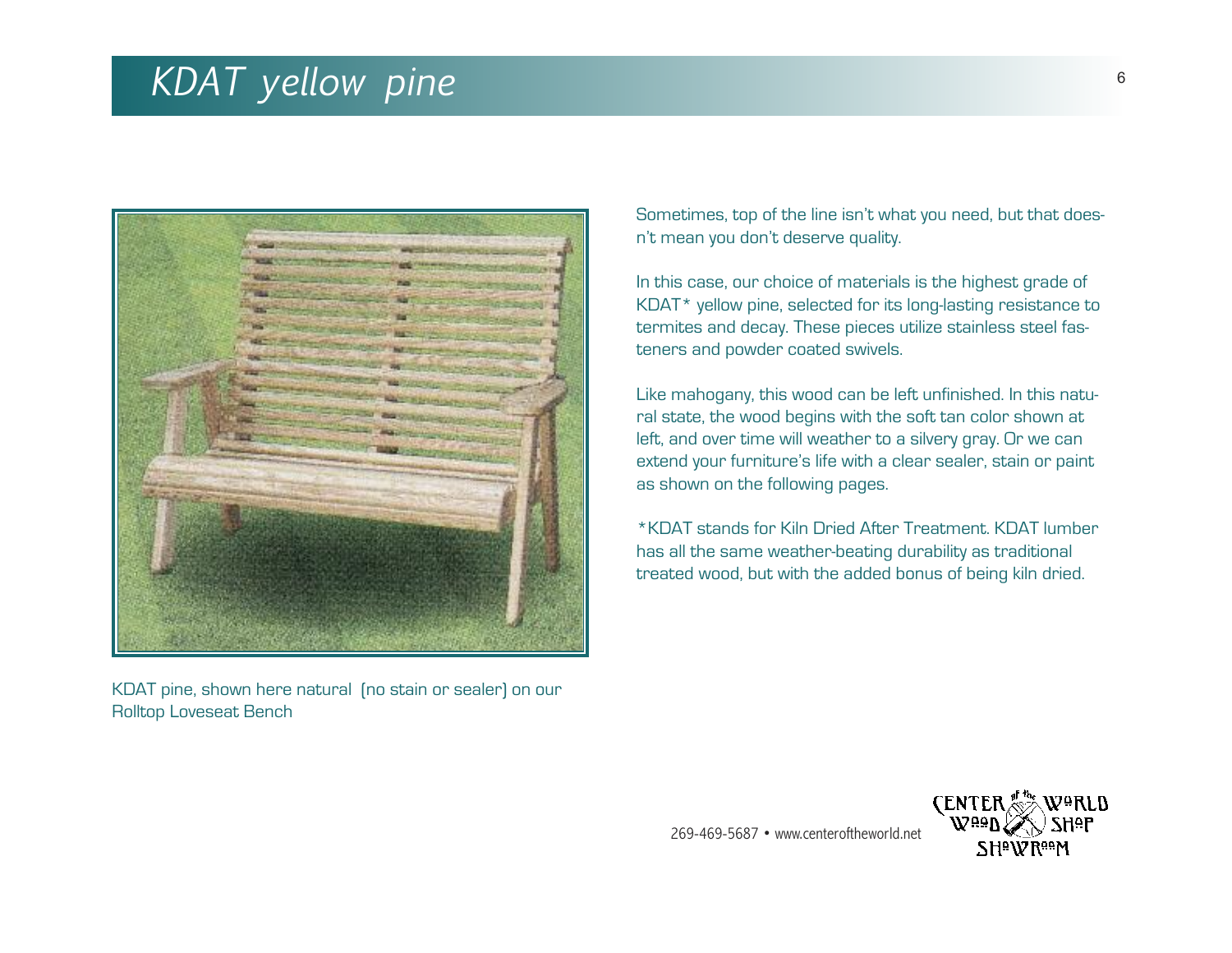# KDAT yellow pine

Sometimes, top of the line isn't what you need, but that doesn't mean you don't deserve quality.

In this case, our choice of materials is the highest grade of KDAT* yellow pine, selected for its long-lasting resistance to termites and decay. These pieces utilize stainless steel fasteners and powder coated swivels.

Like mahogany, this wood can be left unfinished. In this natural state, the wood begins with the soft tan color shown at left, and over time will weather to a silvery gray. Or we can extend your furniture's life with a clear sealer, stain or paint as shown on the following pages.

*KDAT stands for Kiln Dried After Treatment. KDAT lumber has all the same weather-beating durability as traditional treated wood, but with the added bonus of being kiln dried.

KDAT pine, shown here natural (no stain or sealer) on our Rolltop Loveseat Bench

269-469-5687 • www.centeroftheworld.net

CENTER of the WORLD WOOD SHOP SHOWROOM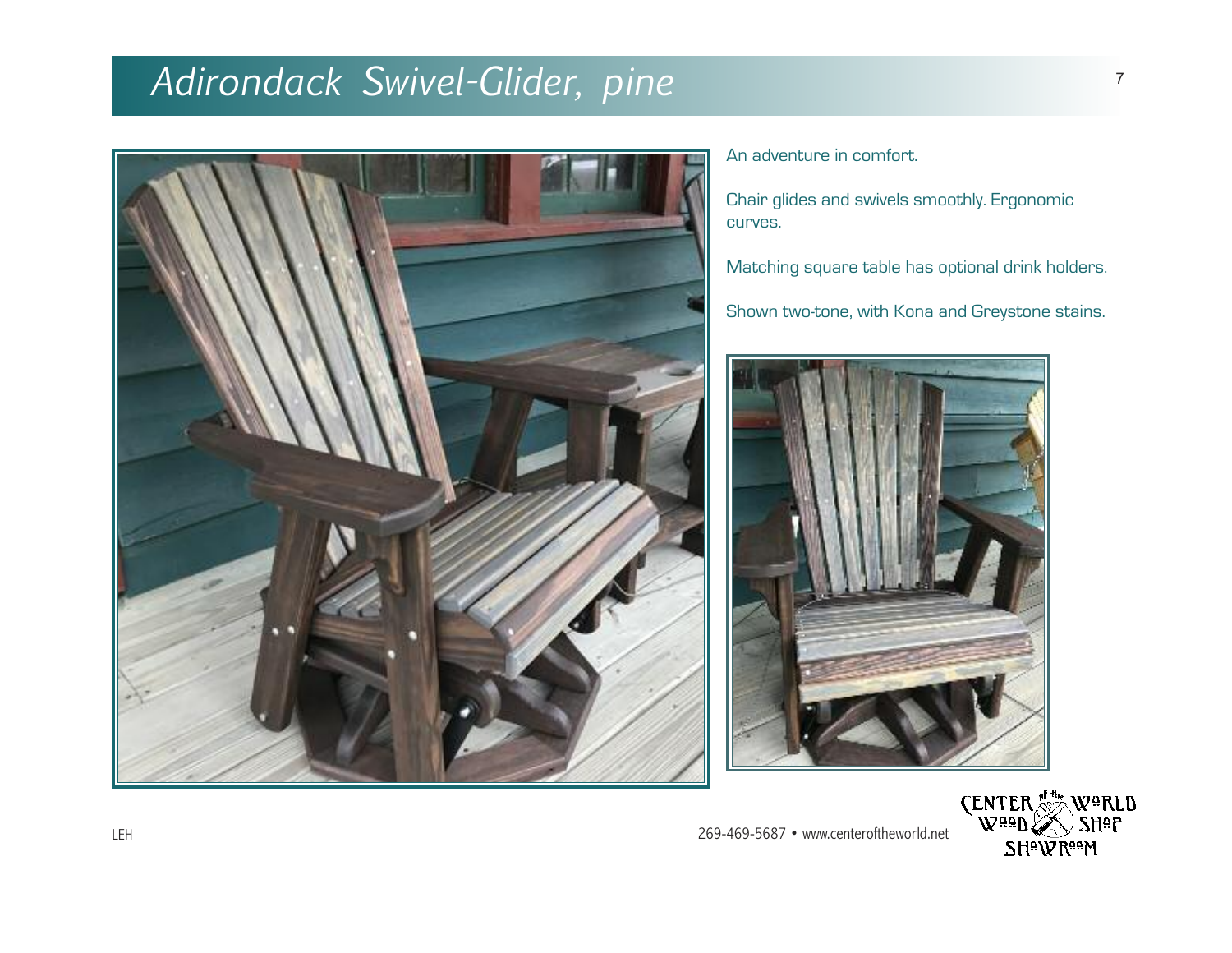# Adirondack Swivel-Glider, pine

An adventure in comfort.

Chair glides and swivels smoothly. Ergonomic curves.

Matching square table has optional drink holders.

Shown two-tone, with Kona and Greystone stains.

LEH

269-469-5687 • www.centeroftheworld.net

CENTER of the WORLD WOOD SHOP SHOWROOM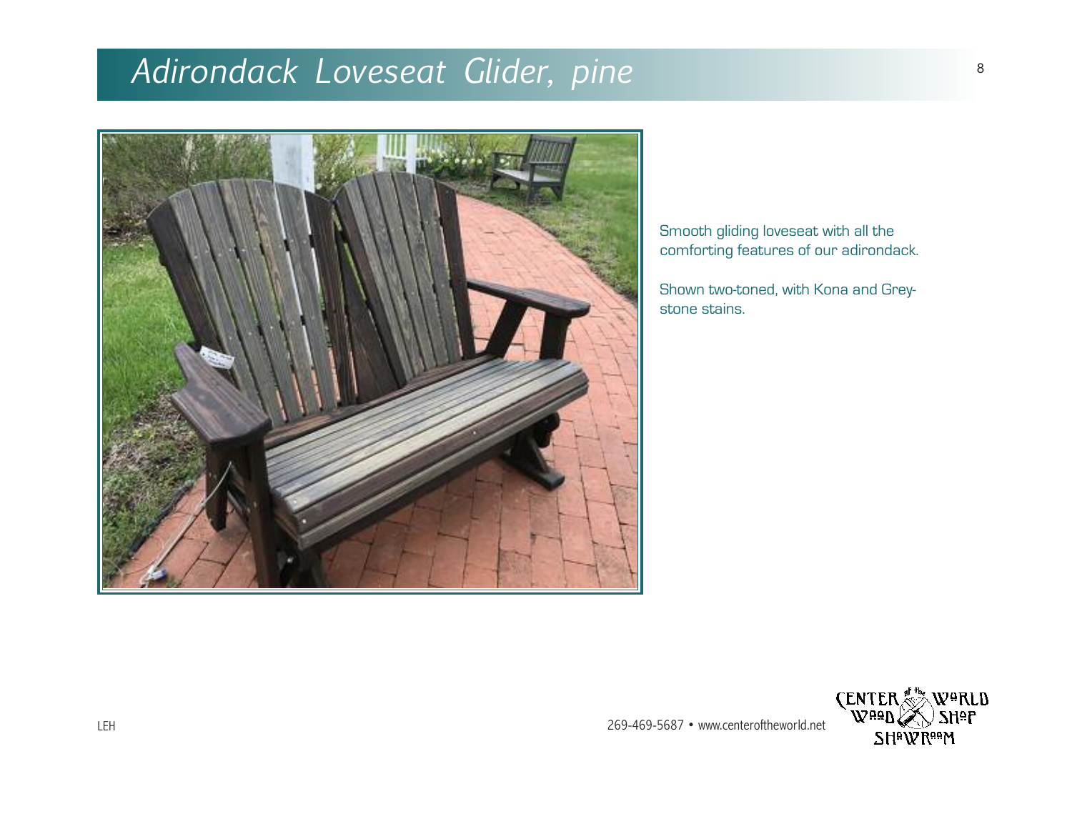# Adirondack Loveseat Glider, pine

Smooth gliding loveseat with all the comforting features of our adirondack.

Shown two-toned, with Kona and Grey-stone stains.

LEH

269-469-5687 • www.centeroftheworld.net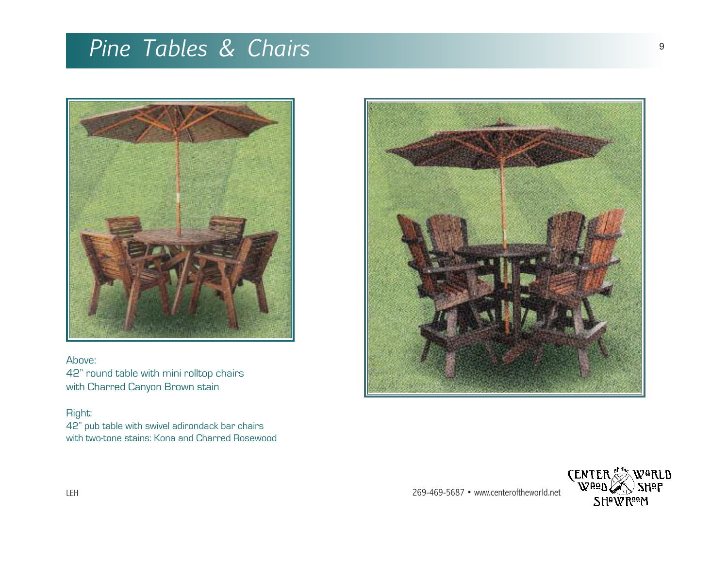# Pine Tables & Chairs

Above:
42" round table with mini rolltop chairs
with Charred Canyon Brown stain

Right:
42" pub table with swivel adirondack bar chairs
with two-tone stains: Kona and Charred Rosewood

LEH

269-469-5687 • www.centeroftheworld.net

CENTER of the WORLD WOOD SHOP SHOWROOM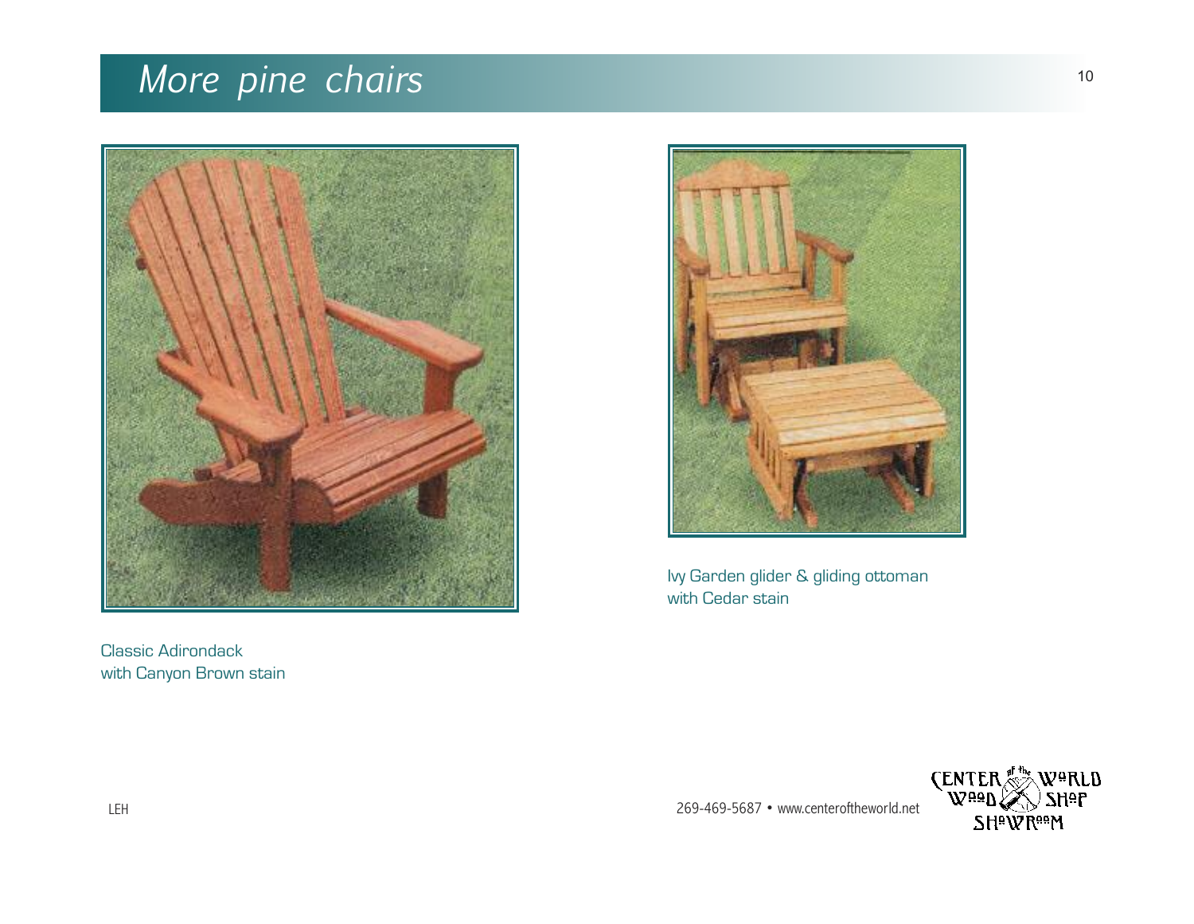# More pine chairs

Ivy Garden glider & gliding ottoman
with Cedar stain

Classic Adirondack
with Canyon Brown stain

LEH

269-469-5687 • www.centeroftheworld.net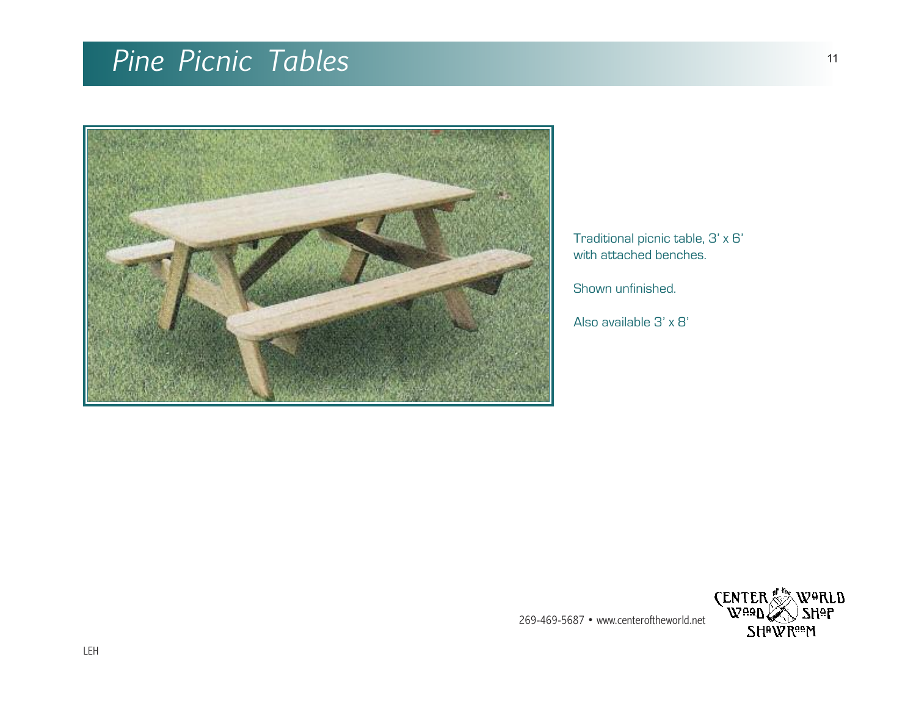# Pine Picnic Tables

Traditional picnic table, 3' x 6' with attached benches.

Shown unfinished.

Also available 3' x 8'

269-469-5687 • www.centeroftheworld.net

CENTER of the WORLD WOOD SHOP SHOWROOM

LEH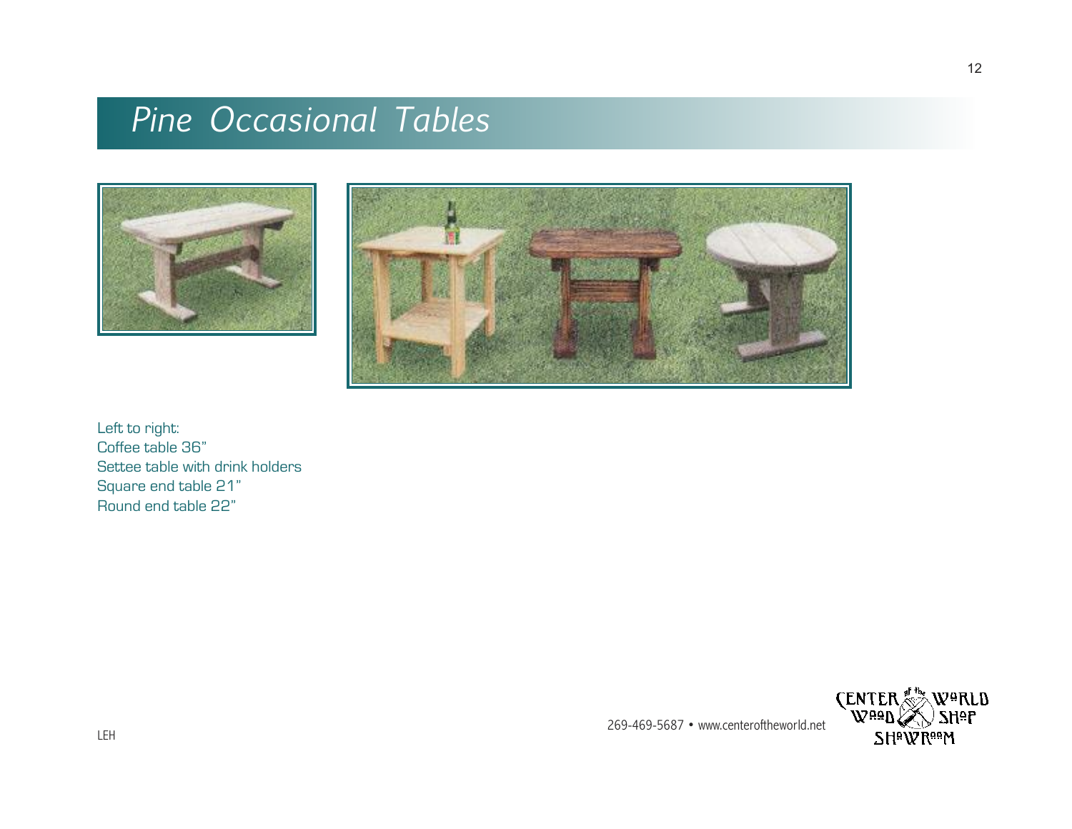# Pine Occasional Tables

Left to right:
Coffee table 36"
Settee table with drink holders
Square end table 21"
Round end table 22"

LEH

269-469-5687 • www.centeroftheworld.net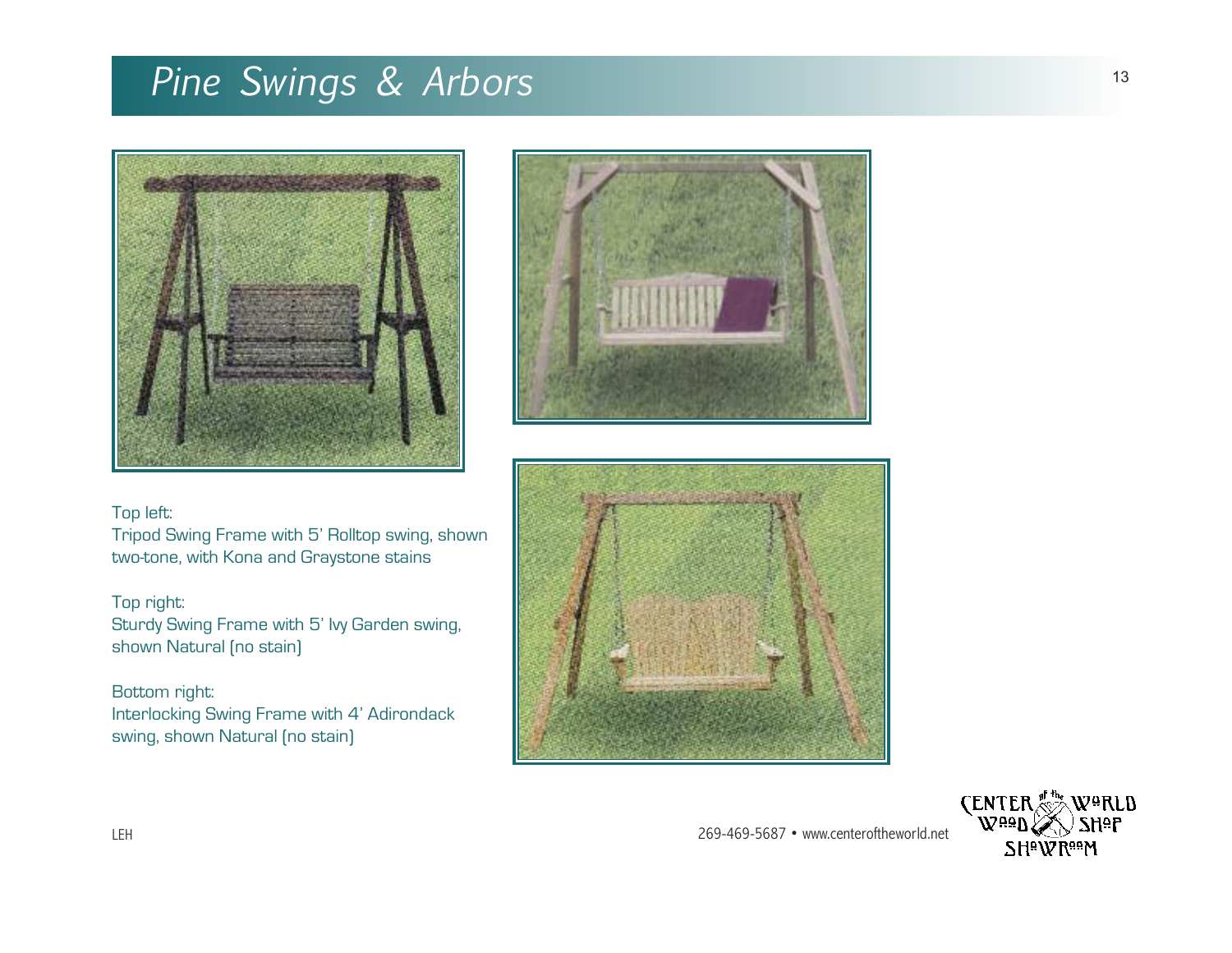# Pine Swings & Arbors

Top left:
Tripod Swing Frame with 5' Rolltop swing, shown two-tone, with Kona and Graystone stains

Top right:
Sturdy Swing Frame with 5' Ivy Garden swing, shown Natural (no stain)

Bottom right:
Interlocking Swing Frame with 4' Adirondack swing, shown Natural (no stain)

LEH

269-469-5687 • www.centeroftheworld.net

CENTER of the WORLD WOOD SHOP SHOWROOM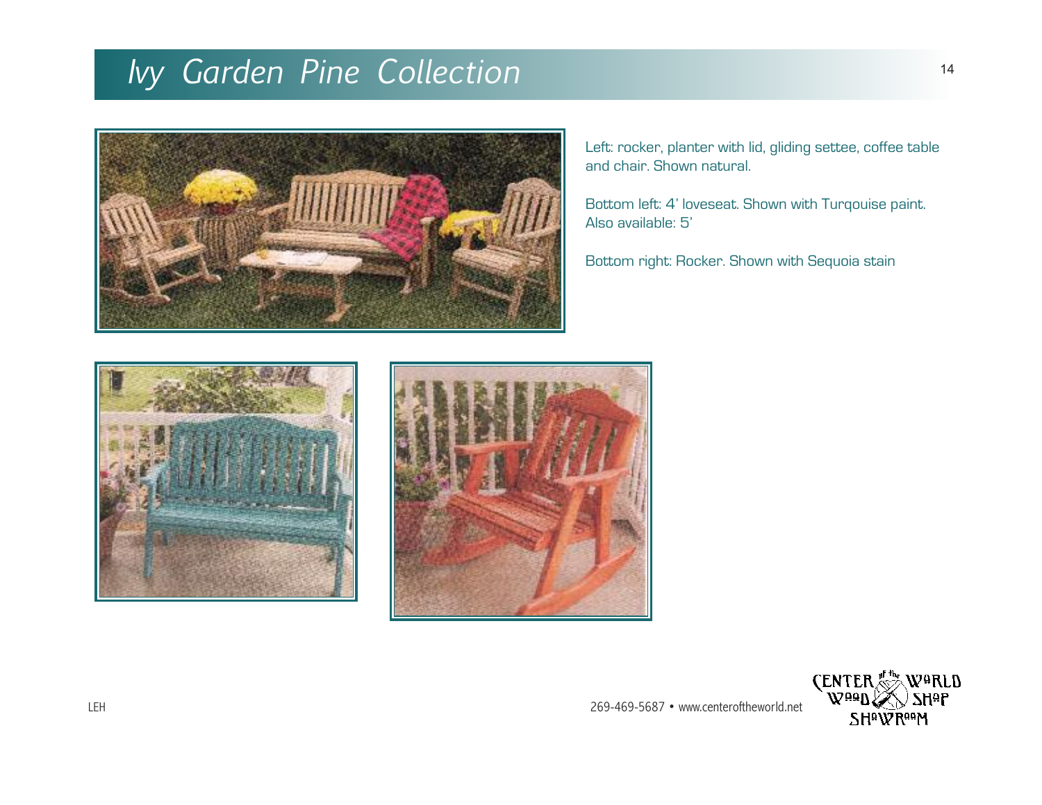# Ivy Garden Pine Collection

Left: rocker, planter with lid, gliding settee, coffee table and chair. Shown natural.

Bottom left: 4' loveseat. Shown with Turqouise paint. Also available: 5'

Bottom right: Rocker. Shown with Sequoia stain

LEH

269-469-5687 • www.centeroftheworld.net

CENTER of the WORLD WOOD SHOP SHOWROOM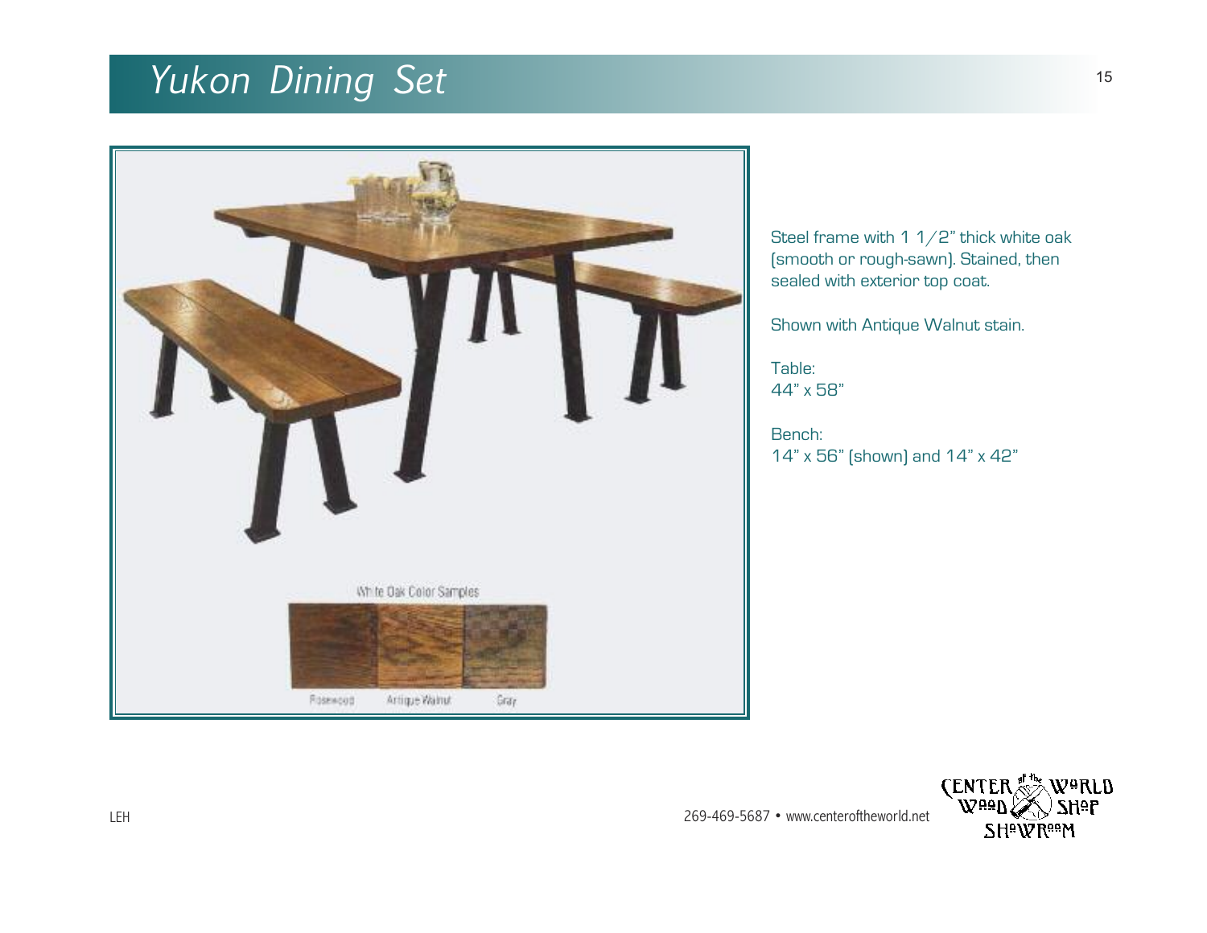# Yukon Dining Set

White Oak Color Samples

Rosewood Antique Walnut Gray

Steel frame with 1 1/2" thick white oak (smooth or rough-sawn). Stained, then sealed with exterior top coat.

Shown with Antique Walnut stain.

Table:
44" x 58"

Bench:
14" x 56" (shown) and 14" x 42"

LEH

269-469-5687 • www.centeroftheworld.net

CENTER of the WORLD WOOD SHOP SHOWROOM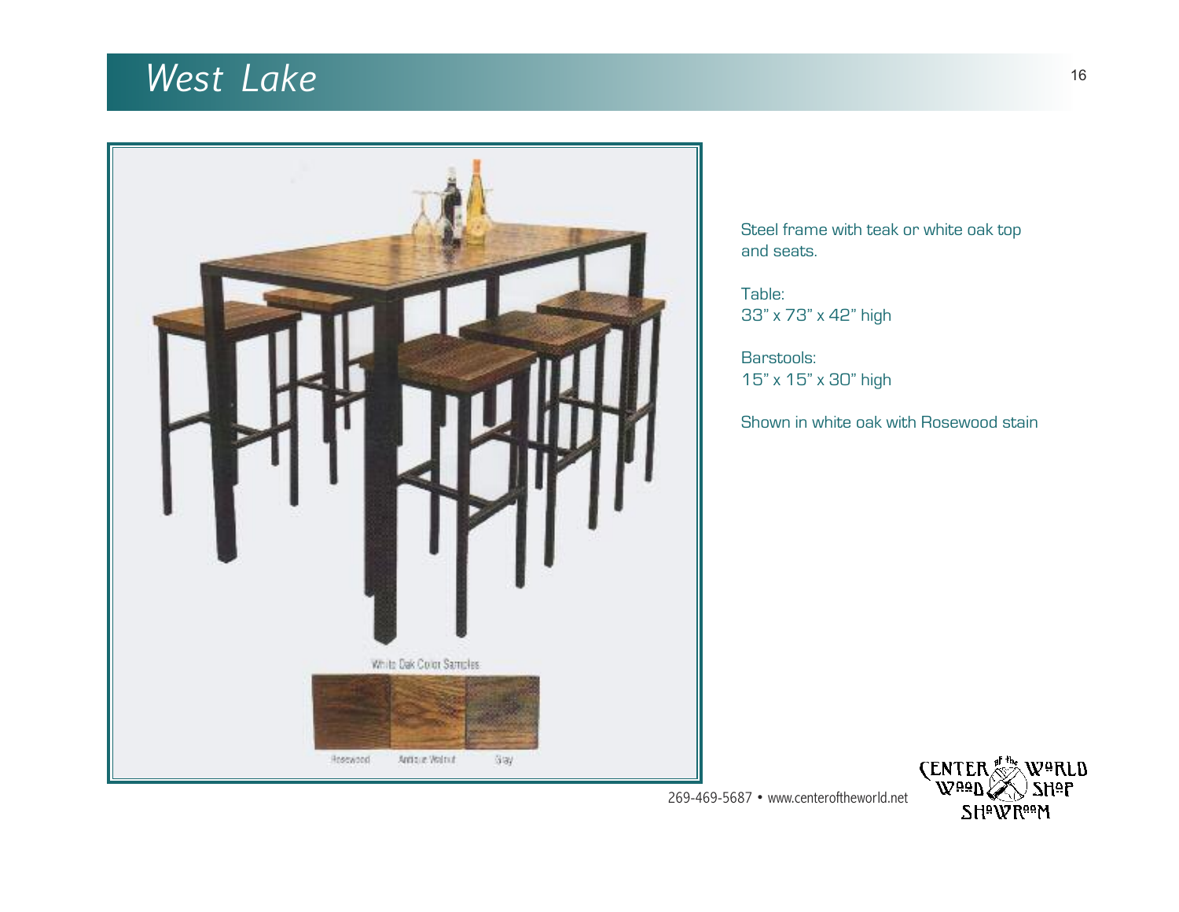# West Lake

White Oak Color Samples

Rosewood Antique Walnut Gray

Steel frame with teak or white oak top and seats.

Table:
33" x 73" x 42" high

Barstools:
15" x 15" x 30" high

Shown in white oak with Rosewood stain

269-469-5687 • www.centeroftheworld.net

CENTER of the WORLD WOOD SHOP SHOWROOM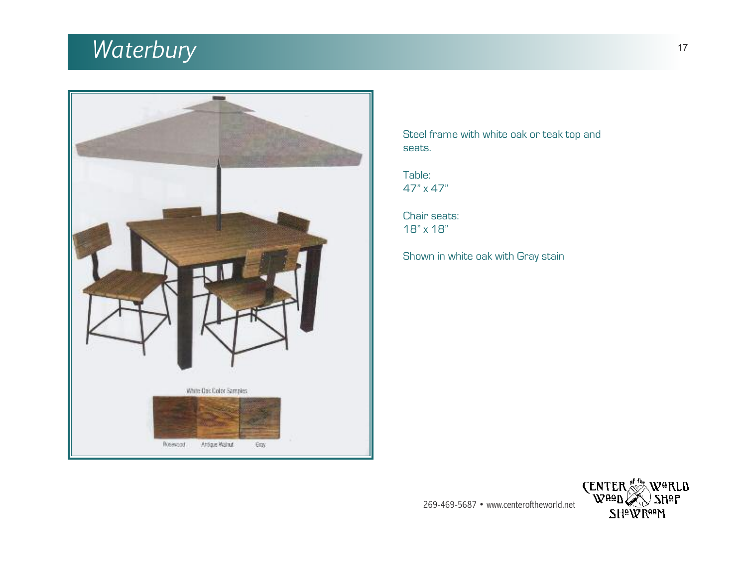# Waterbury

Steel frame with white oak or teak top and seats.

Table:
47" x 47"

Chair seats:
18" x 18"

Shown in white oak with Gray stain

269-469-5687 • www.centeroftheworld.net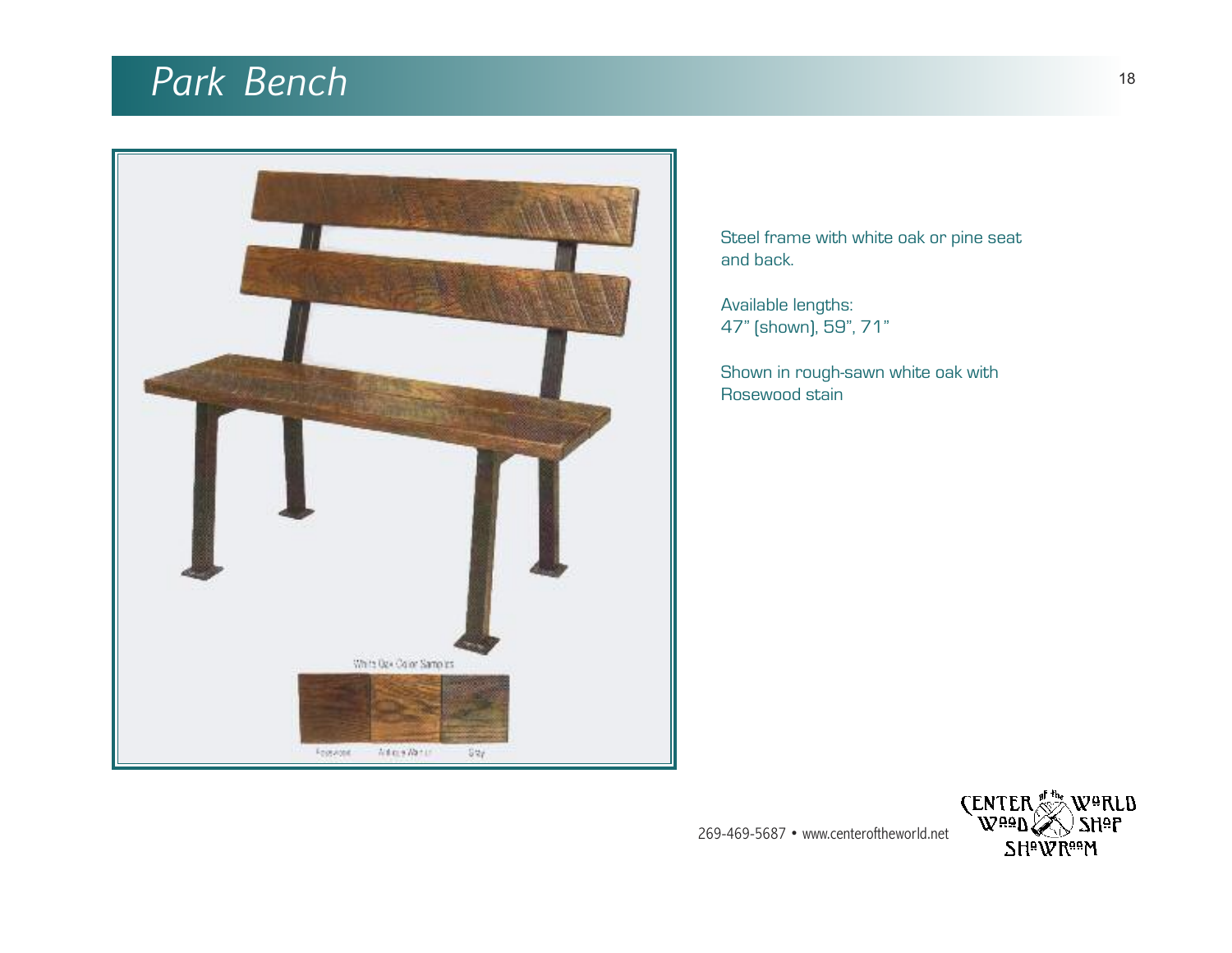# Park Bench

Steel frame with white oak or pine seat and back.

Available lengths:
47" (shown), 59", 71"

Shown in rough-sawn white oak with Rosewood stain

269-469-5687 • www.centeroftheworld.net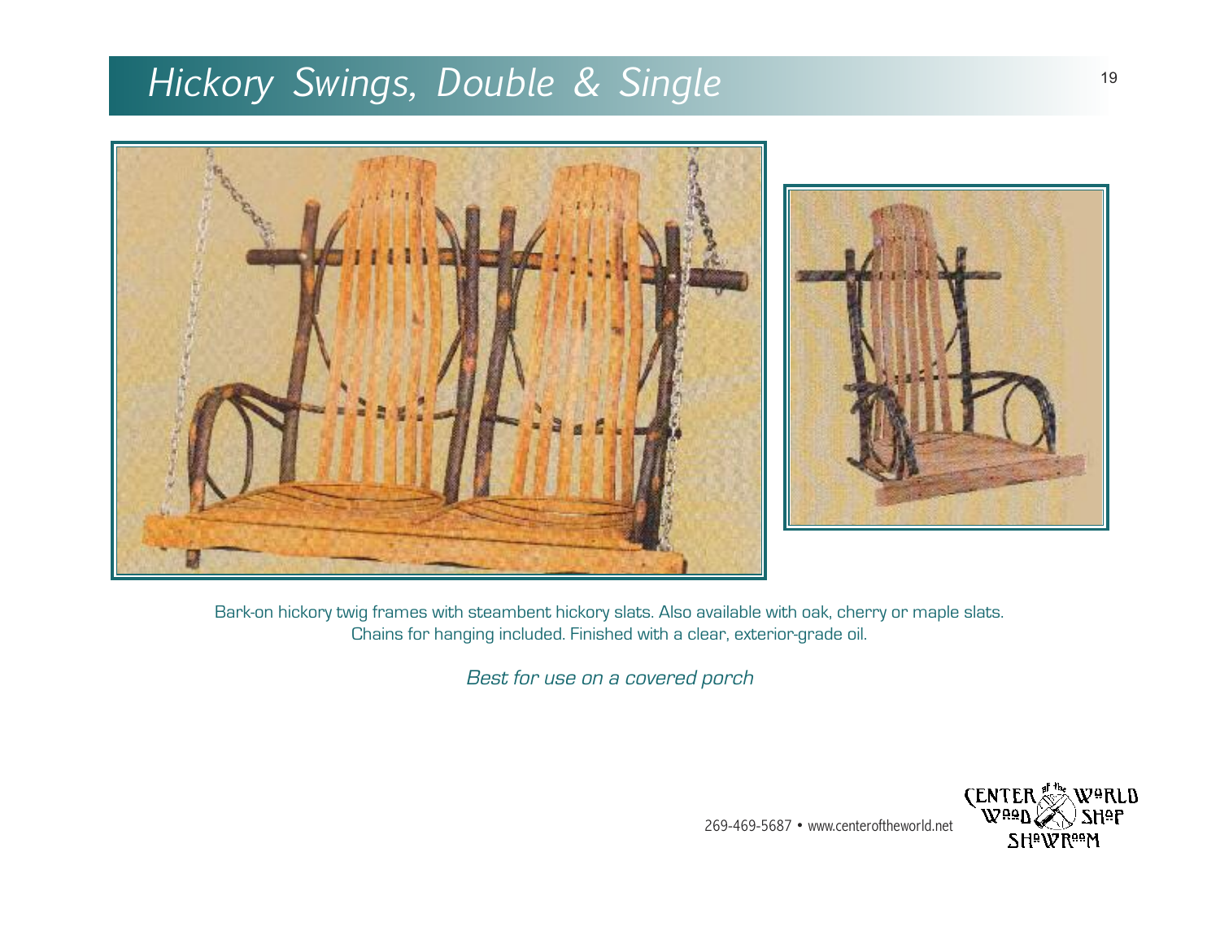# Hickory Swings, Double & Single

Bark-on hickory twig frames with steambent hickory slats. Also available with oak, cherry or maple slats. Chains for hanging included. Finished with a clear, exterior-grade oil.

*Best for use on a covered porch*

269-469-5687 • www.centeroftheworld.net

CENTER of the WORLD WOOD SHOP SHOWROOM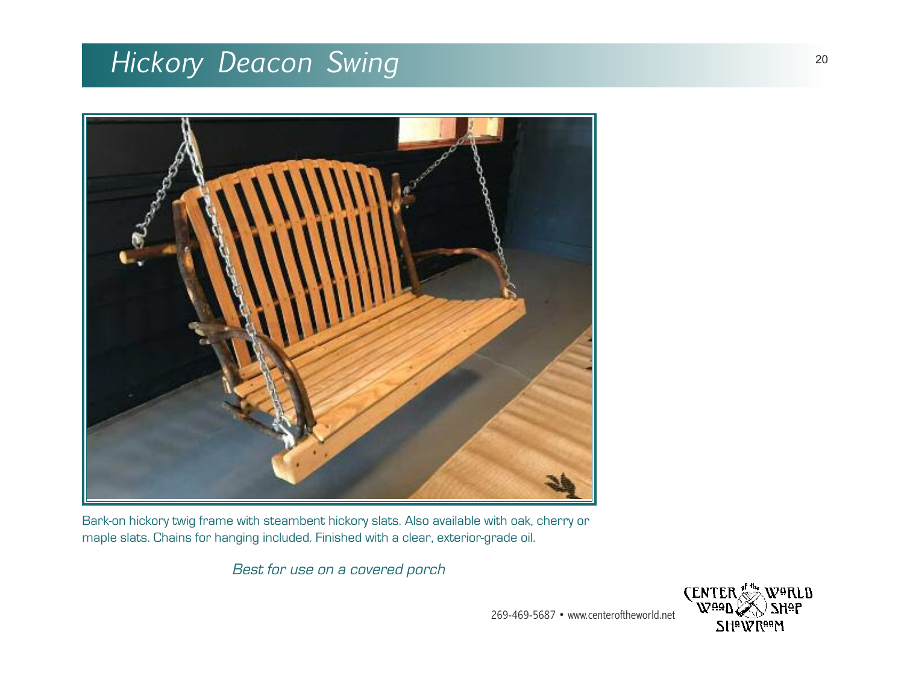# Hickory Deacon Swing

Bark-on hickory twig frame with steambent hickory slats. Also available with oak, cherry or maple slats. Chains for hanging included. Finished with a clear, exterior-grade oil.

*Best for use on a covered porch*

269-469-5687 • www.centeroftheworld.net

CENTER of the WORLD WOOD SHOP SHOWROOM